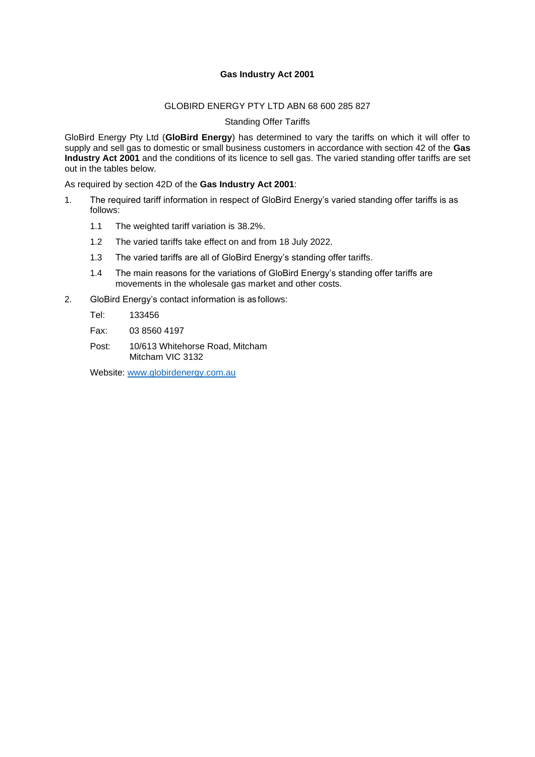**Gas Industry Act 2001**

GLOBIRD ENERGY PTY LTD ABN 68 600 285 827

Standing Offer Tariffs

GloBird Energy Pty Ltd (**GloBird Energy**) has determined to vary the tariffs on which it will offer to supply and sell gas to domestic or small business customers in accordance with section 42 of the **Gas Industry Act 2001** and the conditions of its licence to sell gas. The varied standing offer tariffs are set out in the tables below.

As required by section 42D of the **Gas Industry Act 2001**:

1. The required tariff information in respect of GloBird Energy's varied standing offer tariffs is as follows:

   1.1 The weighted tariff variation is 38.2%.

   1.2 The varied tariffs take effect on and from 18 July 2022.

   1.3 The varied tariffs are all of GloBird Energy's standing offer tariffs.

   1.4 The main reasons for the variations of GloBird Energy's standing offer tariffs are movements in the wholesale gas market and other costs.

2. GloBird Energy's contact information is as follows:

   Tel: 133456

   Fax: 03 8560 4197

   Post: 10/613 Whitehorse Road, Mitcham
   Mitcham VIC 3132

   Website: www.globirdenergy.com.au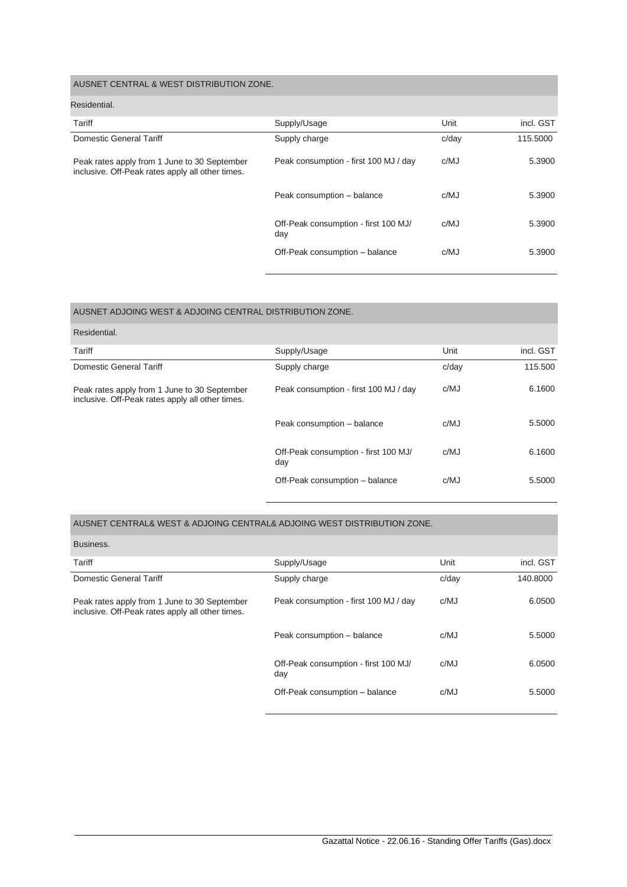## AUSNET CENTRAL & WEST DISTRIBUTION ZONE.

### Residential.

| Tariff | Supply/Usage | Unit | incl. GST |
|---|---|---|---|
| Domestic General Tariff | Supply charge | c/day | 115.5000 |
| Peak rates apply from 1 June to 30 September inclusive. Off-Peak rates apply all other times. | Peak consumption - first 100 MJ / day | c/MJ | 5.3900 |
| | Peak consumption – balance | c/MJ | 5.3900 |
| | Off-Peak consumption - first 100 MJ/ day | c/MJ | 5.3900 |
| | Off-Peak consumption – balance | c/MJ | 5.3900 |

## AUSNET ADJOING WEST & ADJOING CENTRAL DISTRIBUTION ZONE.

### Residential.

| Tariff | Supply/Usage | Unit | incl. GST |
|---|---|---|---|
| Domestic General Tariff | Supply charge | c/day | 115.500 |
| Peak rates apply from 1 June to 30 September inclusive. Off-Peak rates apply all other times. | Peak consumption - first 100 MJ / day | c/MJ | 6.1600 |
| | Peak consumption – balance | c/MJ | 5.5000 |
| | Off-Peak consumption - first 100 MJ/ day | c/MJ | 6.1600 |
| | Off-Peak consumption – balance | c/MJ | 5.5000 |

## AUSNET CENTRAL& WEST & ADJOING CENTRAL& ADJOING WEST DISTRIBUTION ZONE.

### Business.

| Tariff | Supply/Usage | Unit | incl. GST |
|---|---|---|---|
| Domestic General Tariff | Supply charge | c/day | 140.8000 |
| Peak rates apply from 1 June to 30 September inclusive. Off-Peak rates apply all other times. | Peak consumption - first 100 MJ / day | c/MJ | 6.0500 |
| | Peak consumption – balance | c/MJ | 5.5000 |
| | Off-Peak consumption - first 100 MJ/ day | c/MJ | 6.0500 |
| | Off-Peak consumption – balance | c/MJ | 5.5000 |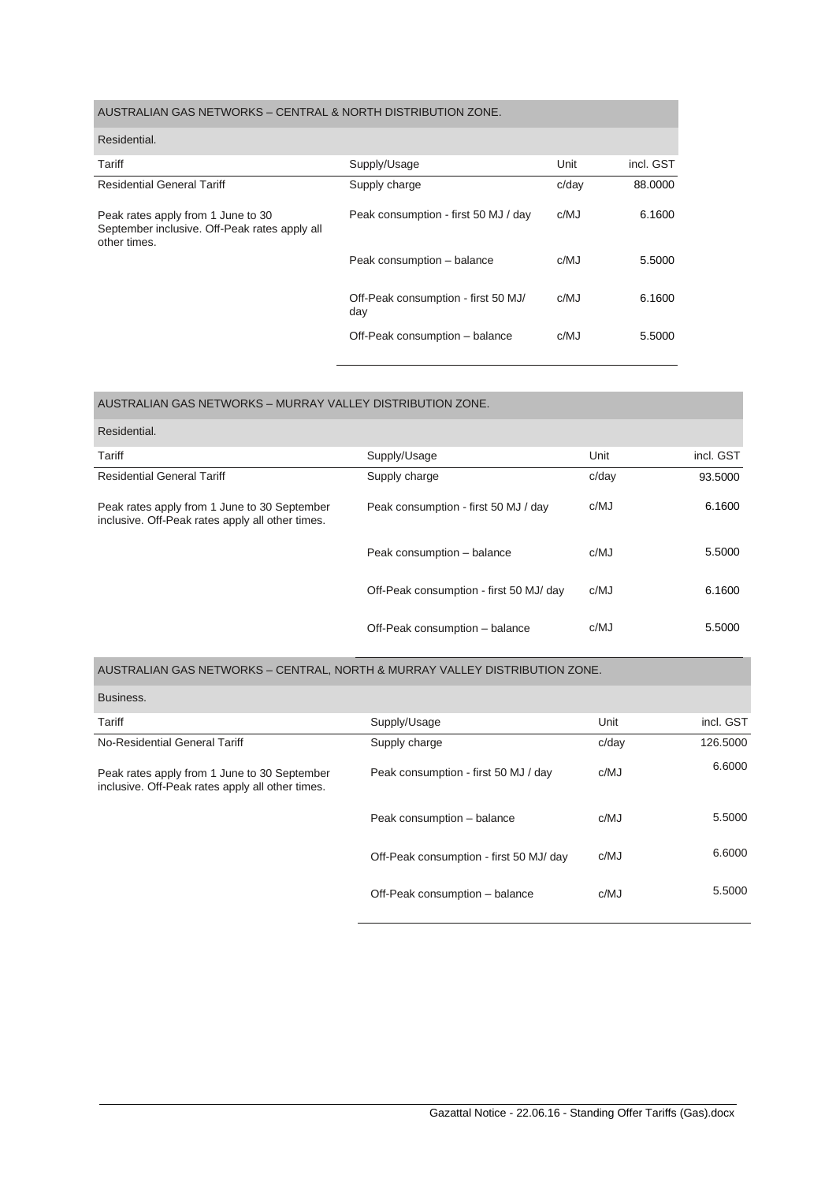## AUSTRALIAN GAS NETWORKS – CENTRAL & NORTH DISTRIBUTION ZONE.

### Residential.

| Tariff | Supply/Usage | Unit | incl. GST |
|---|---|---|---|
| Residential General Tariff | Supply charge | c/day | 88.0000 |
| Peak rates apply from 1 June to 30 September inclusive. Off-Peak rates apply all other times. | Peak consumption - first 50 MJ / day | c/MJ | 6.1600 |
| | Peak consumption – balance | c/MJ | 5.5000 |
| | Off-Peak consumption - first 50 MJ/ day | c/MJ | 6.1600 |
| | Off-Peak consumption – balance | c/MJ | 5.5000 |

## AUSTRALIAN GAS NETWORKS – MURRAY VALLEY DISTRIBUTION ZONE.

### Residential.

| Tariff | Supply/Usage | Unit | incl. GST |
|---|---|---|---|
| Residential General Tariff | Supply charge | c/day | 93.5000 |
| Peak rates apply from 1 June to 30 September inclusive. Off-Peak rates apply all other times. | Peak consumption - first 50 MJ / day | c/MJ | 6.1600 |
| | Peak consumption – balance | c/MJ | 5.5000 |
| | Off-Peak consumption - first 50 MJ/ day | c/MJ | 6.1600 |
| | Off-Peak consumption – balance | c/MJ | 5.5000 |

## AUSTRALIAN GAS NETWORKS – CENTRAL, NORTH & MURRAY VALLEY DISTRIBUTION ZONE.

### Business.

| Tariff | Supply/Usage | Unit | incl. GST |
|---|---|---|---|
| No-Residential General Tariff | Supply charge | c/day | 126.5000 |
| Peak rates apply from 1 June to 30 September inclusive. Off-Peak rates apply all other times. | Peak consumption - first 50 MJ / day | c/MJ | 6.6000 |
| | Peak consumption – balance | c/MJ | 5.5000 |
| | Off-Peak consumption - first 50 MJ/ day | c/MJ | 6.6000 |
| | Off-Peak consumption – balance | c/MJ | 5.5000 |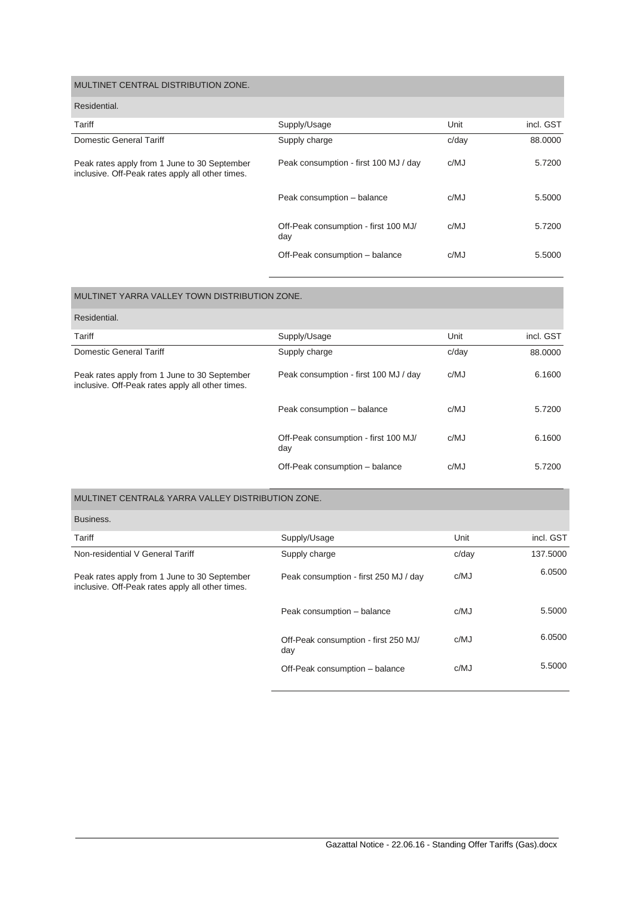## MULTINET CENTRAL DISTRIBUTION ZONE.

### Residential.

| Tariff | Supply/Usage | Unit | incl. GST |
| --- | --- | --- | --- |
| Domestic General Tariff | Supply charge | c/day | 88.0000 |
| Peak rates apply from 1 June to 30 September inclusive. Off-Peak rates apply all other times. | Peak consumption - first 100 MJ / day | c/MJ | 5.7200 |
| | Peak consumption – balance | c/MJ | 5.5000 |
| | Off-Peak consumption - first 100 MJ/ day | c/MJ | 5.7200 |
| | Off-Peak consumption – balance | c/MJ | 5.5000 |

## MULTINET YARRA VALLEY TOWN DISTRIBUTION ZONE.

### Residential.

| Tariff | Supply/Usage | Unit | incl. GST |
| --- | --- | --- | --- |
| Domestic General Tariff | Supply charge | c/day | 88.0000 |
| Peak rates apply from 1 June to 30 September inclusive. Off-Peak rates apply all other times. | Peak consumption - first 100 MJ / day | c/MJ | 6.1600 |
| | Peak consumption – balance | c/MJ | 5.7200 |
| | Off-Peak consumption - first 100 MJ/ day | c/MJ | 6.1600 |
| | Off-Peak consumption – balance | c/MJ | 5.7200 |

## MULTINET CENTRAL& YARRA VALLEY DISTRIBUTION ZONE.

### Business.

| Tariff | Supply/Usage | Unit | incl. GST |
| --- | --- | --- | --- |
| Non-residential V General Tariff | Supply charge | c/day | 137.5000 |
| Peak rates apply from 1 June to 30 September inclusive. Off-Peak rates apply all other times. | Peak consumption - first 250 MJ / day | c/MJ | 6.0500 |
| | Peak consumption – balance | c/MJ | 5.5000 |
| | Off-Peak consumption - first 250 MJ/ day | c/MJ | 6.0500 |
| | Off-Peak consumption – balance | c/MJ | 5.5000 |